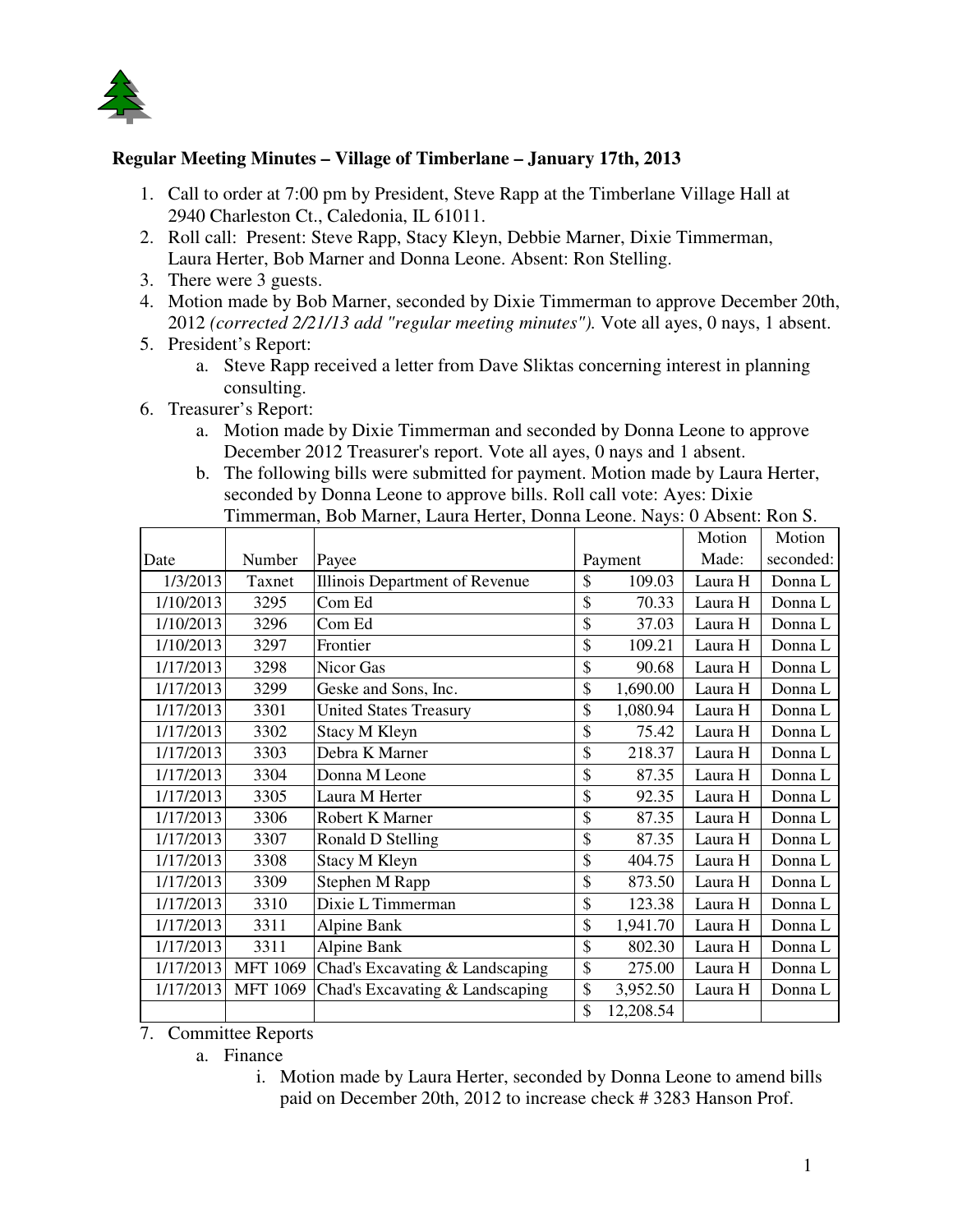## Regular Meeting Minutes – Village of Timberlane – January 17th, 2013

1. Call to order at 7:00 pm by President, Steve Rapp at the Timberlane Village Hall at 2940 Charleston Ct., Caledonia, IL 61011.
2. Roll call: Present: Steve Rapp, Stacy Kleyn, Debbie Marner, Dixie Timmerman, Laura Herter, Bob Marner and Donna Leone. Absent: Ron Stelling.
3. There were 3 guests.
4. Motion made by Bob Marner, seconded by Dixie Timmerman to approve December 20th, 2012 *(corrected 2/21/13 add "regular meeting minutes").* Vote all ayes, 0 nays, 1 absent.
5. President's Report:
   a. Steve Rapp received a letter from Dave Sliktas concerning interest in planning consulting.
6. Treasurer's Report:
   a. Motion made by Dixie Timmerman and seconded by Donna Leone to approve December 2012 Treasurer's report. Vote all ayes, 0 nays and 1 absent.
   b. The following bills were submitted for payment. Motion made by Laura Herter, seconded by Donna Leone to approve bills. Roll call vote: Ayes: Dixie Timmerman, Bob Marner, Laura Herter, Donna Leone. Nays: 0 Absent: Ron S.

| Date | Number | Payee | Payment | Motion Made: | Motion seconded: |
|---|---|---|---|---|---|
| 1/3/2013 | Taxnet | Illinois Department of Revenue | $ 109.03 | Laura H | Donna L |
| 1/10/2013 | 3295 | Com Ed | $ 70.33 | Laura H | Donna L |
| 1/10/2013 | 3296 | Com Ed | $ 37.03 | Laura H | Donna L |
| 1/10/2013 | 3297 | Frontier | $ 109.21 | Laura H | Donna L |
| 1/17/2013 | 3298 | Nicor Gas | $ 90.68 | Laura H | Donna L |
| 1/17/2013 | 3299 | Geske and Sons, Inc. | $ 1,690.00 | Laura H | Donna L |
| 1/17/2013 | 3301 | United States Treasury | $ 1,080.94 | Laura H | Donna L |
| 1/17/2013 | 3302 | Stacy M Kleyn | $ 75.42 | Laura H | Donna L |
| 1/17/2013 | 3303 | Debra K Marner | $ 218.37 | Laura H | Donna L |
| 1/17/2013 | 3304 | Donna M Leone | $ 87.35 | Laura H | Donna L |
| 1/17/2013 | 3305 | Laura M Herter | $ 92.35 | Laura H | Donna L |
| 1/17/2013 | 3306 | Robert K Marner | $ 87.35 | Laura H | Donna L |
| 1/17/2013 | 3307 | Ronald D Stelling | $ 87.35 | Laura H | Donna L |
| 1/17/2013 | 3308 | Stacy M Kleyn | $ 404.75 | Laura H | Donna L |
| 1/17/2013 | 3309 | Stephen M Rapp | $ 873.50 | Laura H | Donna L |
| 1/17/2013 | 3310 | Dixie L Timmerman | $ 123.38 | Laura H | Donna L |
| 1/17/2013 | 3311 | Alpine Bank | $ 1,941.70 | Laura H | Donna L |
| 1/17/2013 | 3311 | Alpine Bank | $ 802.30 | Laura H | Donna L |
| 1/17/2013 | MFT 1069 | Chad's Excavating & Landscaping | $ 275.00 | Laura H | Donna L |
| 1/17/2013 | MFT 1069 | Chad's Excavating & Landscaping | $ 3,952.50 | Laura H | Donna L |
| | | | $ 12,208.54 | | |

7. Committee Reports
   a. Finance
      i. Motion made by Laura Herter, seconded by Donna Leone to amend bills paid on December 20th, 2012 to increase check # 3283 Hanson Prof.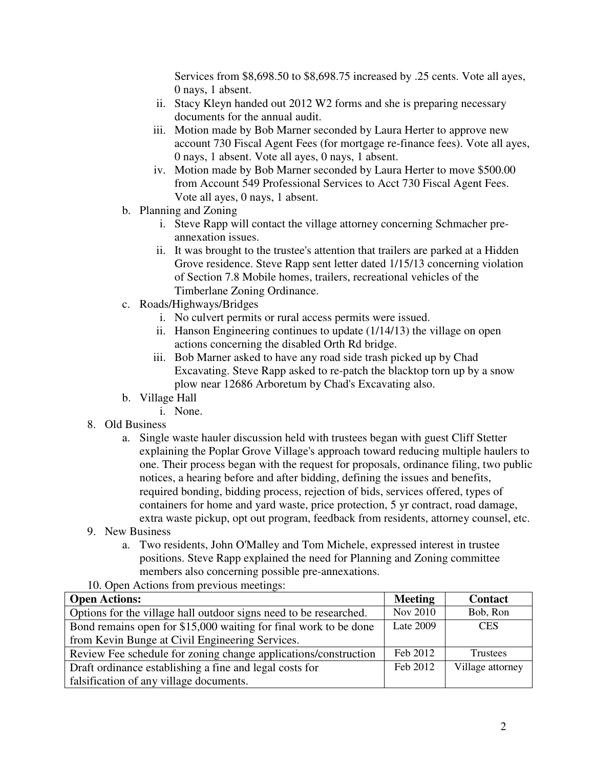Services from $8,698.50 to $8,698.75 increased by .25 cents. Vote all ayes, 0 nays, 1 absent.

   ii. Stacy Kleyn handed out 2012 W2 forms and she is preparing necessary documents for the annual audit.
   iii. Motion made by Bob Marner seconded by Laura Herter to approve new account 730 Fiscal Agent Fees (for mortgage re-finance fees). Vote all ayes, 0 nays, 1 absent. Vote all ayes, 0 nays, 1 absent.
   iv. Motion made by Bob Marner seconded by Laura Herter to move $500.00 from Account 549 Professional Services to Acct 730 Fiscal Agent Fees. Vote all ayes, 0 nays, 1 absent.

b. Planning and Zoning
   i. Steve Rapp will contact the village attorney concerning Schmacher pre-annexation issues.
   ii. It was brought to the trustee's attention that trailers are parked at a Hidden Grove residence. Steve Rapp sent letter dated 1/15/13 concerning violation of Section 7.8 Mobile homes, trailers, recreational vehicles of the Timberlane Zoning Ordinance.

c. Roads/Highways/Bridges
   i. No culvert permits or rural access permits were issued.
   ii. Hanson Engineering continues to update (1/14/13) the village on open actions concerning the disabled Orth Rd bridge.
   iii. Bob Marner asked to have any road side trash picked up by Chad Excavating. Steve Rapp asked to re-patch the blacktop torn up by a snow plow near 12686 Arboretum by Chad's Excavating also.

b. Village Hall
   i. None.

8. Old Business
   a. Single waste hauler discussion held with trustees began with guest Cliff Stetter explaining the Poplar Grove Village's approach toward reducing multiple haulers to one. Their process began with the request for proposals, ordinance filing, two public notices, a hearing before and after bidding, defining the issues and benefits, required bonding, bidding process, rejection of bids, services offered, types of containers for home and yard waste, price protection, 5 yr contract, road damage, extra waste pickup, opt out program, feedback from residents, attorney counsel, etc.

9. New Business
   a. Two residents, John O'Malley and Tom Michele, expressed interest in trustee positions. Steve Rapp explained the need for Planning and Zoning committee members also concerning possible pre-annexations.

10. Open Actions from previous meetings:

| Open Actions: | Meeting | Contact |
|---|---|---|
| Options for the village hall outdoor signs need to be researched. | Nov 2010 | Bob, Ron |
| Bond remains open for $15,000 waiting for final work to be done from Kevin Bunge at Civil Engineering Services. | Late 2009 | CES |
| Review Fee schedule for zoning change applications/construction | Feb 2012 | Trustees |
| Draft ordinance establishing a fine and legal costs for falsification of any village documents. | Feb 2012 | Village attorney |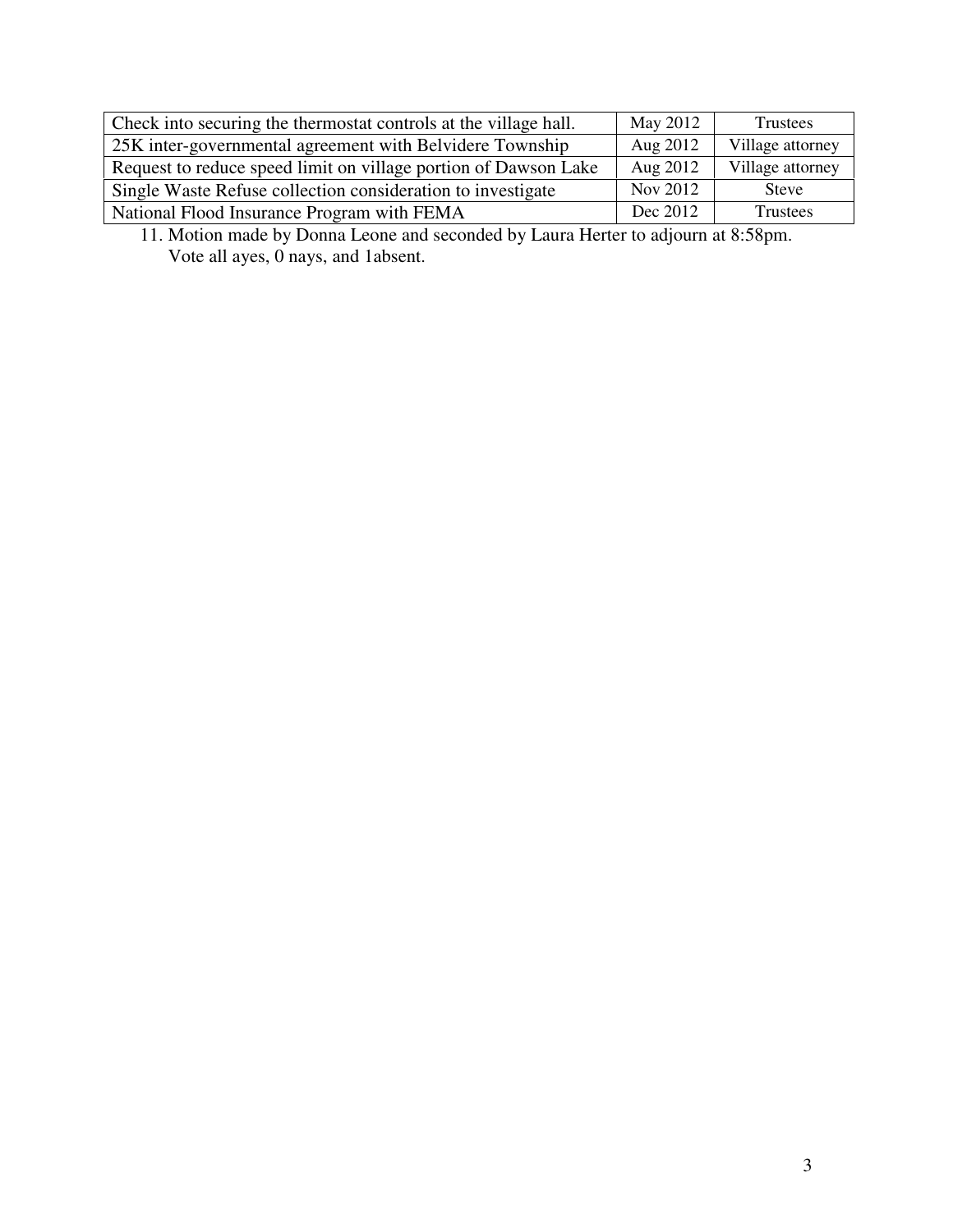| | | |
|---|---|---|
| Check into securing the thermostat controls at the village hall. | May 2012 | Trustees |
| 25K inter-governmental agreement with Belvidere Township | Aug 2012 | Village attorney |
| Request to reduce speed limit on village portion of Dawson Lake | Aug 2012 | Village attorney |
| Single Waste Refuse collection consideration to investigate | Nov 2012 | Steve |
| National Flood Insurance Program with FEMA | Dec 2012 | Trustees |

11. Motion made by Donna Leone and seconded by Laura Herter to adjourn at 8:58pm. Vote all ayes, 0 nays, and 1absent.